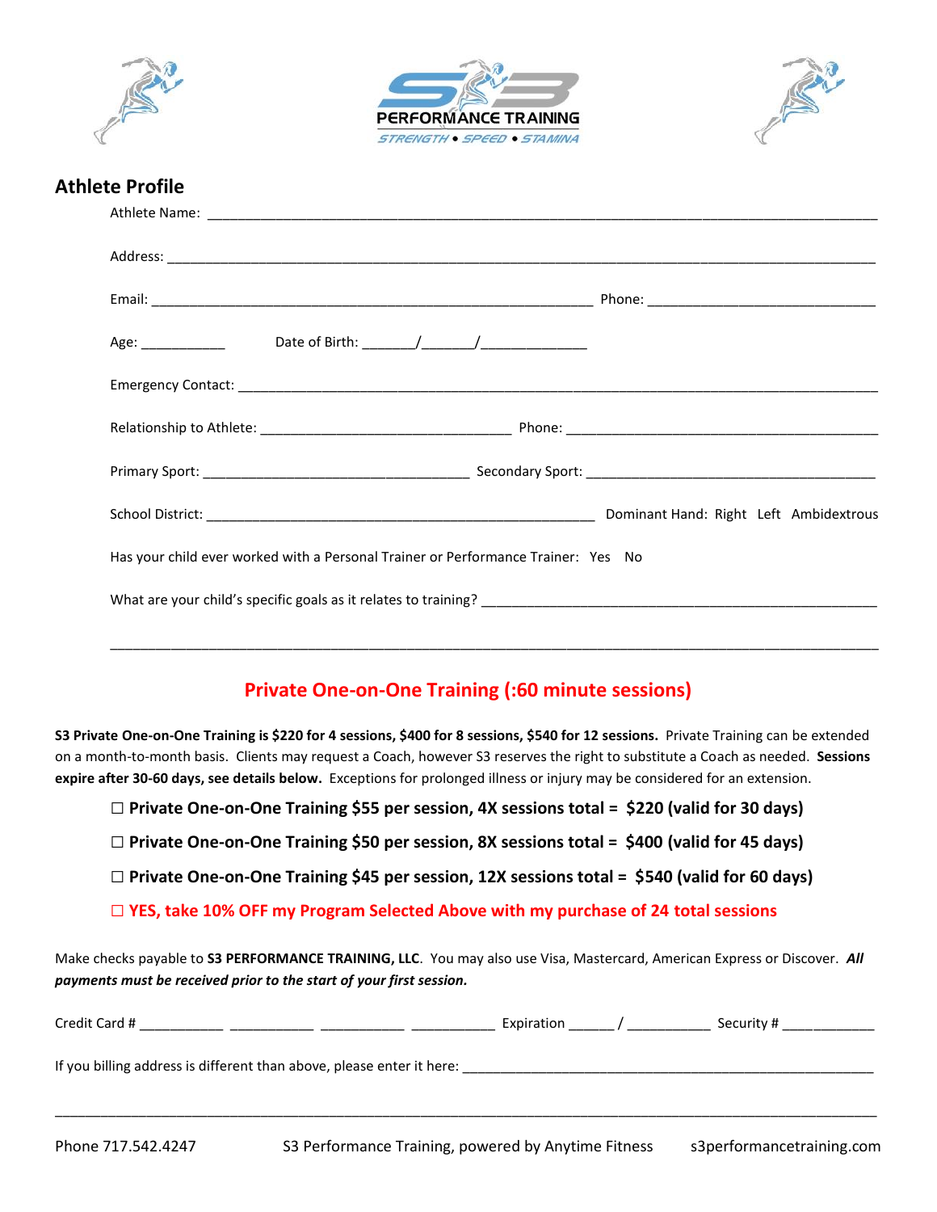PERFORMANCE TRAINING

STRENGTH • SPEED • STAMINA

## Athlete Profile

Athlete Name: ____________________________________________________________________________

Address: ________________________________________________________________________________

Email: ____________________________________________________ Phone: ___________________________

Age: ___________ Date of Birth: _______/_______/_____________

Emergency Contact: _______________________________________________________________________

Relationship to Athlete: ______________________________ Phone: ____________________________________

Primary Sport: _______________________________ Secondary Sport: __________________________________

School District: _____________________________________________ Dominant Hand: Right Left Ambidextrous

Has your child ever worked with a Personal Trainer or Performance Trainer: Yes No

What are your child's specific goals as it relates to training? _______________________________________________

_____________________________________________________________________________________________

## Private One-on-One Training (:60 minute sessions)

**S3 Private One-on-One Training is $220 for 4 sessions, $400 for 8 sessions, $540 for 12 sessions.** Private Training can be extended on a month-to-month basis. Clients may request a Coach, however S3 reserves the right to substitute a Coach as needed. **Sessions expire after 30-60 days, see details below.** Exceptions for prolonged illness or injury may be considered for an extension.

☐ **Private One-on-One Training $55 per session, 4X sessions total = $220 (valid for 30 days)**

☐ **Private One-on-One Training $50 per session, 8X sessions total = $400 (valid for 45 days)**

☐ **Private One-on-One Training $45 per session, 12X sessions total = $540 (valid for 60 days)**

☐ **YES, take 10% OFF my Program Selected Above with my purchase of 24 total sessions**

Make checks payable to **S3 PERFORMANCE TRAINING, LLC**. You may also use Visa, Mastercard, American Express or Discover. ***All payments must be received prior to the start of your first session.***

Credit Card # ___________ ___________ ___________ ___________ Expiration ______ / ___________ Security # ____________

If you billing address is different than above, please enter it here: _______________________________________________

_____________________________________________________________________________________________

Phone 717.542.4247 S3 Performance Training, powered by Anytime Fitness s3performancetraining.com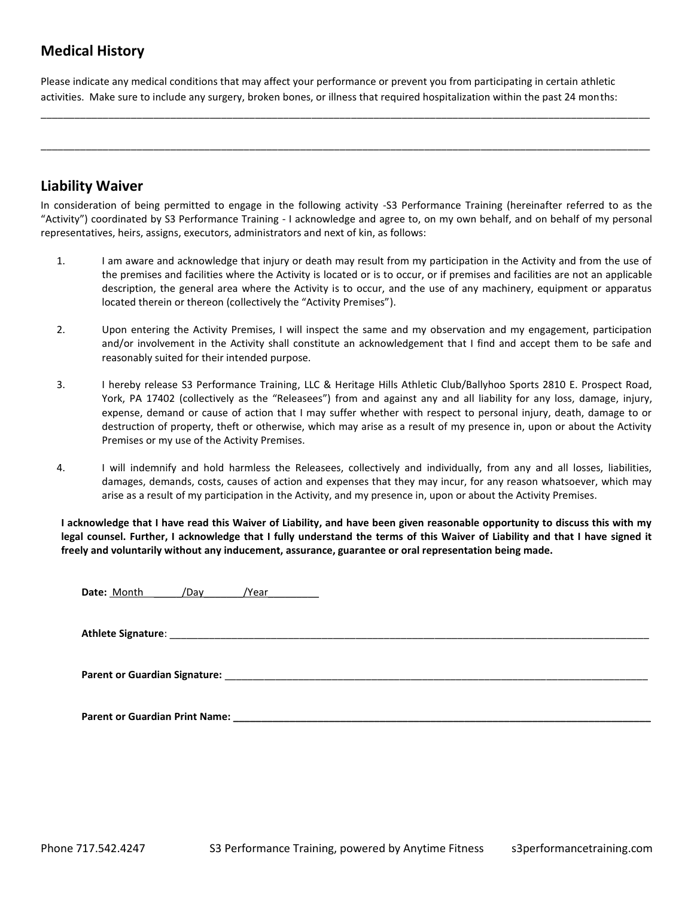## Medical History

Please indicate any medical conditions that may affect your performance or prevent you from participating in certain athletic activities. Make sure to include any surgery, broken bones, or illness that required hospitalization within the past 24 months:

_______________________________________________________________________________________________

_______________________________________________________________________________________________

## Liability Waiver

In consideration of being permitted to engage in the following activity -S3 Performance Training (hereinafter referred to as the "Activity") coordinated by S3 Performance Training - I acknowledge and agree to, on my own behalf, and on behalf of my personal representatives, heirs, assigns, executors, administrators and next of kin, as follows:

1. I am aware and acknowledge that injury or death may result from my participation in the Activity and from the use of the premises and facilities where the Activity is located or is to occur, or if premises and facilities are not an applicable description, the general area where the Activity is to occur, and the use of any machinery, equipment or apparatus located therein or thereon (collectively the "Activity Premises").

2. Upon entering the Activity Premises, I will inspect the same and my observation and my engagement, participation and/or involvement in the Activity shall constitute an acknowledgement that I find and accept them to be safe and reasonably suited for their intended purpose.

3. I hereby release S3 Performance Training, LLC & Heritage Hills Athletic Club/Ballyhoo Sports 2810 E. Prospect Road, York, PA 17402 (collectively as the "Releasees") from and against any and all liability for any loss, damage, injury, expense, demand or cause of action that I may suffer whether with respect to personal injury, death, damage to or destruction of property, theft or otherwise, which may arise as a result of my presence in, upon or about the Activity Premises or my use of the Activity Premises.

4. I will indemnify and hold harmless the Releasees, collectively and individually, from any and all losses, liabilities, damages, demands, costs, causes of action and expenses that they may incur, for any reason whatsoever, which may arise as a result of my participation in the Activity, and my presence in, upon or about the Activity Premises.

**I acknowledge that I have read this Waiver of Liability, and have been given reasonable opportunity to discuss this with my legal counsel. Further, I acknowledge that I fully understand the terms of this Waiver of Liability and that I have signed it freely and voluntarily without any inducement, assurance, guarantee or oral representation being made.**

**Date:** Month______/Day_______/Year_________

**Athlete Signature**: ______________________________________________________________________

**Parent or Guardian Signature:** ___________________________________________________________

**Parent or Guardian Print Name: ___________________________________________________________**

Phone 717.542.4247 S3 Performance Training, powered by Anytime Fitness s3performancetraining.com